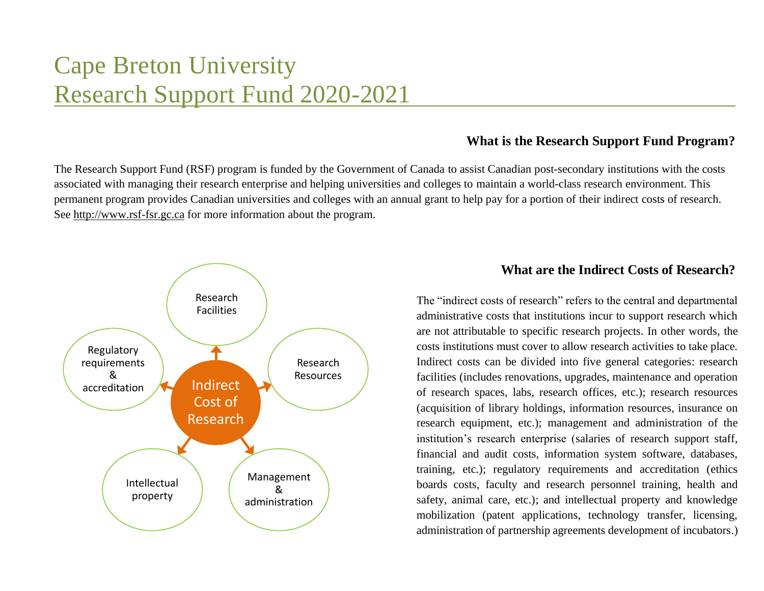# Cape Breton University
# Research Support Fund 2020-2021

### What is the Research Support Fund Program?

The Research Support Fund (RSF) program is funded by the Government of Canada to assist Canadian post-secondary institutions with the costs associated with managing their research enterprise and helping universities and colleges to maintain a world-class research environment. This permanent program provides Canadian universities and colleges with an annual grant to help pay for a portion of their indirect costs of research. See http://www.rsf-fsr.gc.ca for more information about the program.

Indirect Cost of Research

- Research Facilities
- Research Resources
- Management & administration
- Intellectual property
- Regulatory requirements & accreditation

### What are the Indirect Costs of Research?

The "indirect costs of research" refers to the central and departmental administrative costs that institutions incur to support research which are not attributable to specific research projects. In other words, the costs institutions must cover to allow research activities to take place. Indirect costs can be divided into five general categories: research facilities (includes renovations, upgrades, maintenance and operation of research spaces, labs, research offices, etc.); research resources (acquisition of library holdings, information resources, insurance on research equipment, etc.); management and administration of the institution's research enterprise (salaries of research support staff, financial and audit costs, information system software, databases, training, etc.); regulatory requirements and accreditation (ethics boards costs, faculty and research personnel training, health and safety, animal care, etc.); and intellectual property and knowledge mobilization (patent applications, technology transfer, licensing, administration of partnership agreements development of incubators.)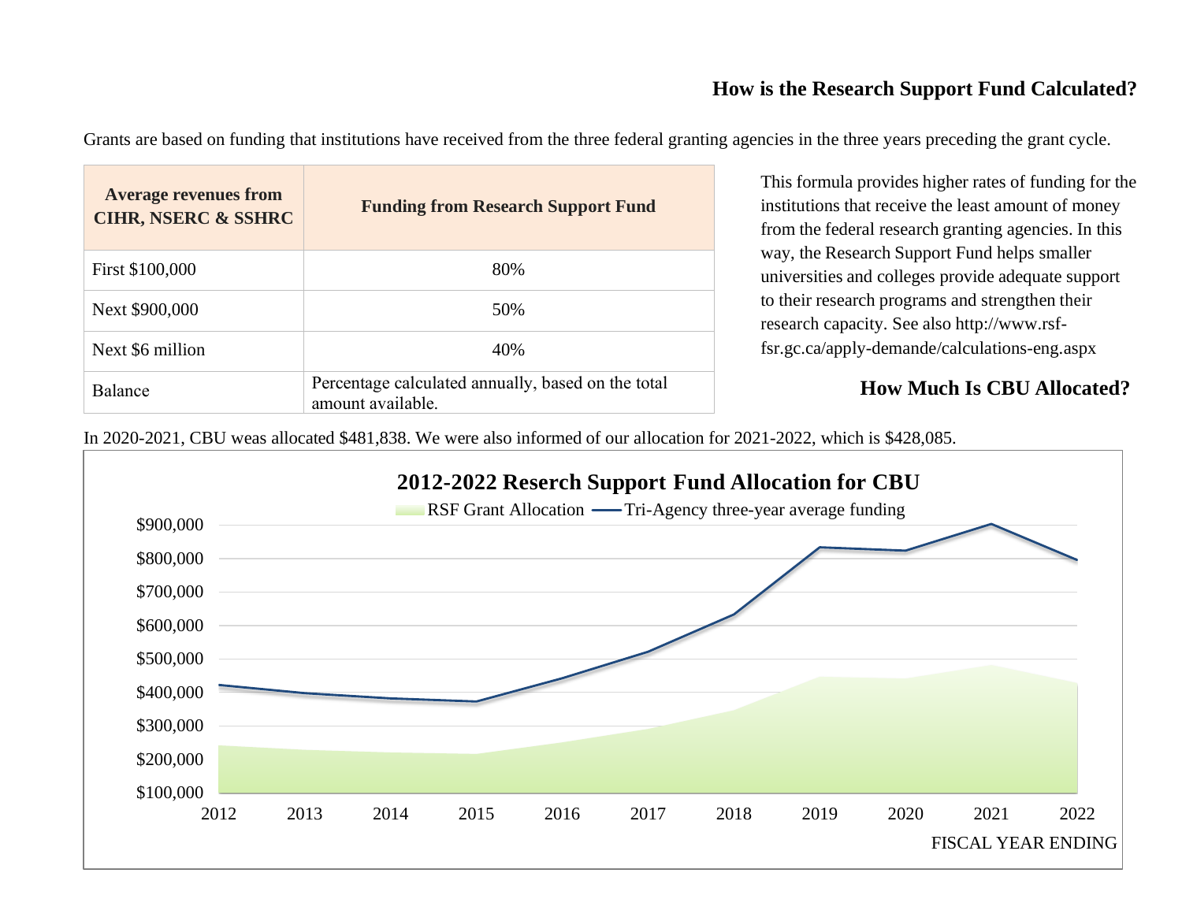## How is the Research Support Fund Calculated?

Grants are based on funding that institutions have received from the three federal granting agencies in the three years preceding the grant cycle.

| Average revenues from CIHR, NSERC & SSHRC | Funding from Research Support Fund |
|---|---|
| First $100,000 | 80% |
| Next $900,000 | 50% |
| Next $6 million | 40% |
| Balance | Percentage calculated annually, based on the total amount available. |

This formula provides higher rates of funding for the institutions that receive the least amount of money from the federal research granting agencies. In this way, the Research Support Fund helps smaller universities and colleges provide adequate support to their research programs and strengthen their research capacity. See also http://www.rsf-fsr.gc.ca/apply-demande/calculations-eng.aspx

## How Much Is CBU Allocated?

In 2020-2021, CBU weas allocated $481,838. We were also informed of our allocation for 2021-2022, which is $428,085.

**2012-2022 Research Support Fund Allocation for CBU**

Legend: RSF Grant Allocation; Tri-Agency three-year average funding

Y-axis: $100,000 – $900,000

X-axis: 2012, 2013, 2014, 2015, 2016, 2017, 2018, 2019, 2020, 2021, 2022 — FISCAL YEAR ENDING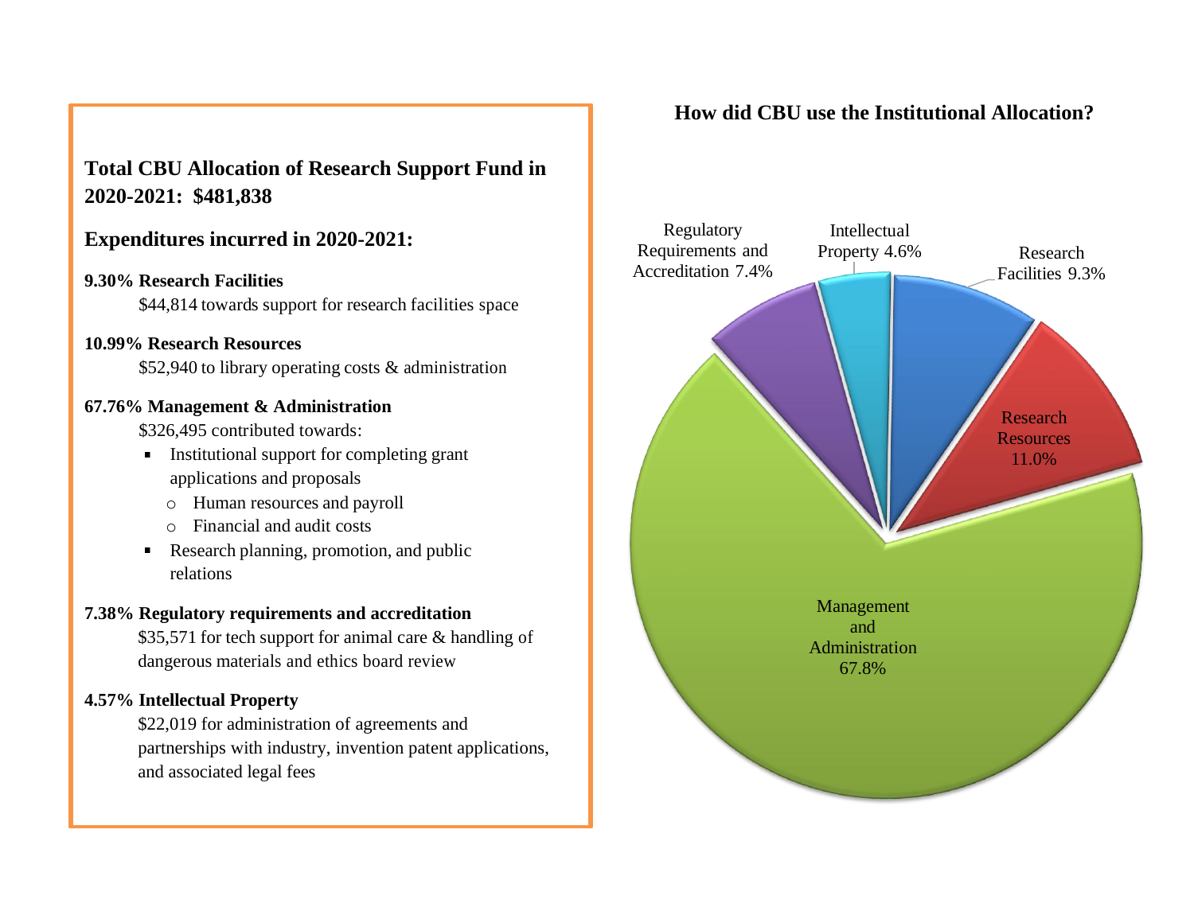## Total CBU Allocation of Research Support Fund in 2020-2021: $481,838

## Expenditures incurred in 2020-2021:

**9.30% Research Facilities**

$44,814 towards support for research facilities space

**10.99% Research Resources**

$52,940 to library operating costs & administration

**67.76% Management & Administration**

$326,495 contributed towards:

- Institutional support for completing grant applications and proposals
  - Human resources and payroll
  - Financial and audit costs
- Research planning, promotion, and public relations

**7.38% Regulatory requirements and accreditation**

$35,571 for tech support for animal care & handling of dangerous materials and ethics board review

**4.57% Intellectual Property**

$22,019 for administration of agreements and partnerships with industry, invention patent applications, and associated legal fees

**How did CBU use the Institutional Allocation?**

Regulatory Requirements and Accreditation 7.4%

Intellectual Property 4.6%

Research Facilities 9.3%

Research Resources 11.0%

Management and Administration 67.8%